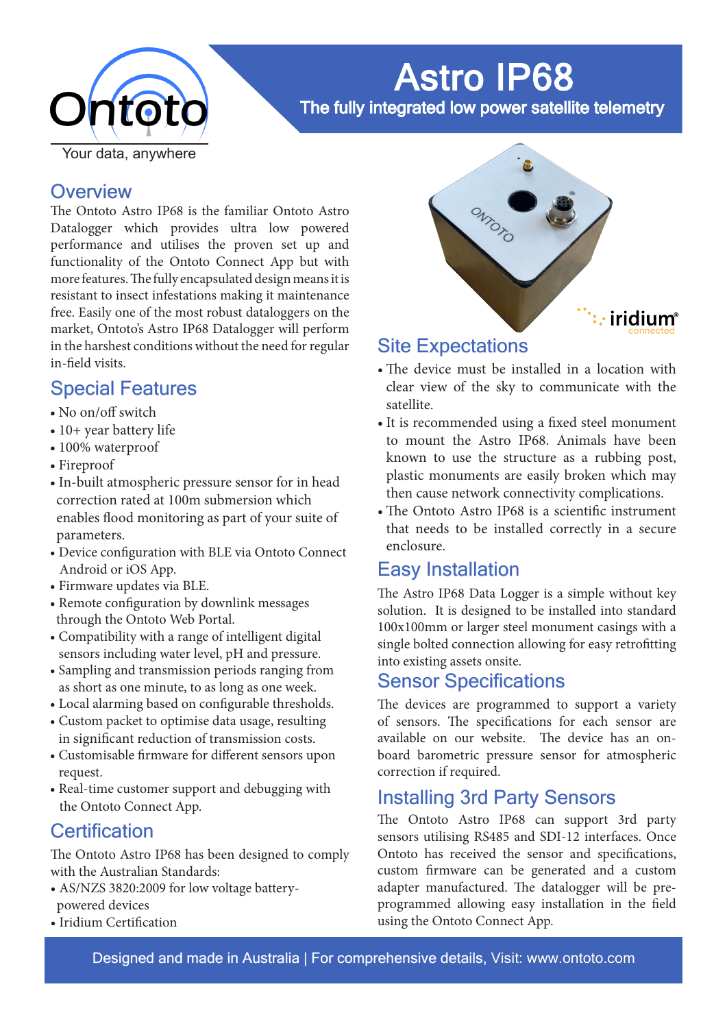Ontoto

Your data, anywhere

# Astro IP68

The fully integrated low power satellite telemetry

## Overview

The Ontoto Astro IP68 is the familiar Ontoto Astro Datalogger which provides ultra low powered performance and utilises the proven set up and functionality of the Ontoto Connect App but with more features. The fully encapsulated design means it is resistant to insect infestations making it maintenance free. Easily one of the most robust dataloggers on the market, Ontoto's Astro IP68 Datalogger will perform in the harshest conditions without the need for regular in-field visits.

## Special Features

- No on/off switch
- 10+ year battery life
- 100% waterproof
- Fireproof
- In-built atmospheric pressure sensor for in head correction rated at 100m submersion which enables flood monitoring as part of your suite of parameters.
- Device configuration with BLE via Ontoto Connect Android or iOS App.
- Firmware updates via BLE.
- Remote configuration by downlink messages through the Ontoto Web Portal.
- Compatibility with a range of intelligent digital sensors including water level, pH and pressure.
- Sampling and transmission periods ranging from as short as one minute, to as long as one week.
- Local alarming based on configurable thresholds.
- Custom packet to optimise data usage, resulting in significant reduction of transmission costs.
- Customisable firmware for different sensors upon request.
- Real-time customer support and debugging with the Ontoto Connect App.

## Certification

The Ontoto Astro IP68 has been designed to comply with the Australian Standards:

- AS/NZS 3820:2009 for low voltage battery-powered devices
- Iridium Certification

## Site Expectations

- The device must be installed in a location with clear view of the sky to communicate with the satellite.
- It is recommended using a fixed steel monument to mount the Astro IP68. Animals have been known to use the structure as a rubbing post, plastic monuments are easily broken which may then cause network connectivity complications.
- The Ontoto Astro IP68 is a scientific instrument that needs to be installed correctly in a secure enclosure.

## Easy Installation

The Astro IP68 Data Logger is a simple without key solution. It is designed to be installed into standard 100x100mm or larger steel monument casings with a single bolted connection allowing for easy retrofitting into existing assets onsite.

## Sensor Specifications

The devices are programmed to support a variety of sensors. The specifications for each sensor are available on our website. The device has an on-board barometric pressure sensor for atmospheric correction if required.

## Installing 3rd Party Sensors

The Ontoto Astro IP68 can support 3rd party sensors utilising RS485 and SDI-12 interfaces. Once Ontoto has received the sensor and specifications, custom firmware can be generated and a custom adapter manufactured. The datalogger will be pre-programmed allowing easy installation in the field using the Ontoto Connect App.

Designed and made in Australia | For comprehensive details, Visit: www.ontoto.com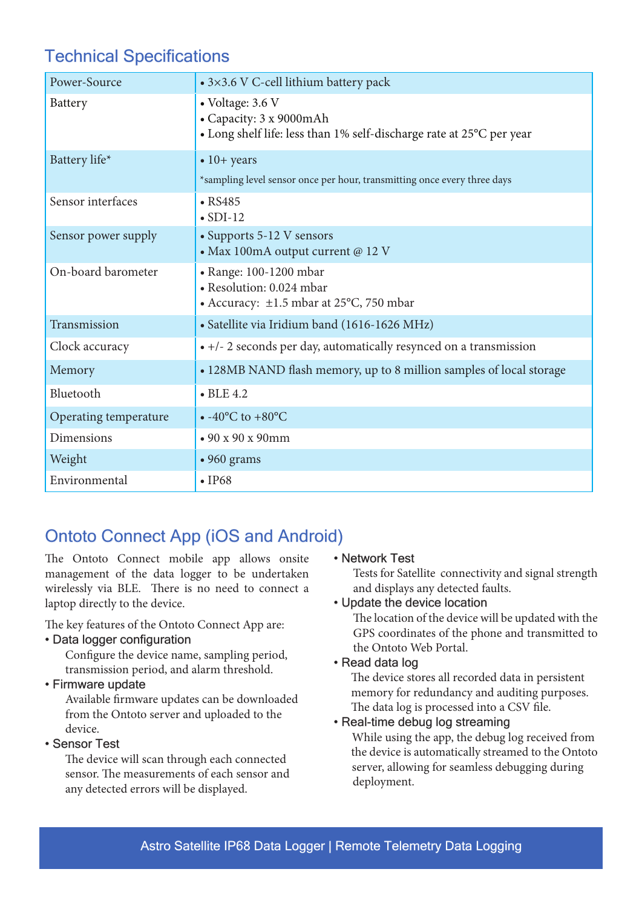## Technical Specifications

| | |
|---|---|
| Power-Source | • 3×3.6 V C-cell lithium battery pack |
| Battery | • Voltage: 3.6 V<br>• Capacity: 3 x 9000mAh<br>• Long shelf life: less than 1% self-discharge rate at 25°C per year |
| Battery life* | • 10+ years<br>*sampling level sensor once per hour, transmitting once every three days |
| Sensor interfaces | • RS485<br>• SDI-12 |
| Sensor power supply | • Supports 5-12 V sensors<br>• Max 100mA output current @ 12 V |
| On-board barometer | • Range: 100-1200 mbar<br>• Resolution: 0.024 mbar<br>• Accuracy: ±1.5 mbar at 25°C, 750 mbar |
| Transmission | • Satellite via Iridium band (1616-1626 MHz) |
| Clock accuracy | • +/- 2 seconds per day, automatically resynced on a transmission |
| Memory | • 128MB NAND flash memory, up to 8 million samples of local storage |
| Bluetooth | • BLE 4.2 |
| Operating temperature | • -40°C to +80°C |
| Dimensions | • 90 x 90 x 90mm |
| Weight | • 960 grams |
| Environmental | • IP68 |

## Ontoto Connect App (iOS and Android)

The Ontoto Connect mobile app allows onsite management of the data logger to be undertaken wirelessly via BLE. There is no need to connect a laptop directly to the device.

The key features of the Ontoto Connect App are:

- **Data logger configuration**
  Configure the device name, sampling period, transmission period, and alarm threshold.
- **Firmware update**
  Available firmware updates can be downloaded from the Ontoto server and uploaded to the device.
- **Sensor Test**
  The device will scan through each connected sensor. The measurements of each sensor and any detected errors will be displayed.
- **Network Test**
  Tests for Satellite connectivity and signal strength and displays any detected faults.
- **Update the device location**
  The location of the device will be updated with the GPS coordinates of the phone and transmitted to the Ontoto Web Portal.
- **Read data log**
  The device stores all recorded data in persistent memory for redundancy and auditing purposes. The data log is processed into a CSV file.
- **Real-time debug log streaming**
  While using the app, the debug log received from the device is automatically streamed to the Ontoto server, allowing for seamless debugging during deployment.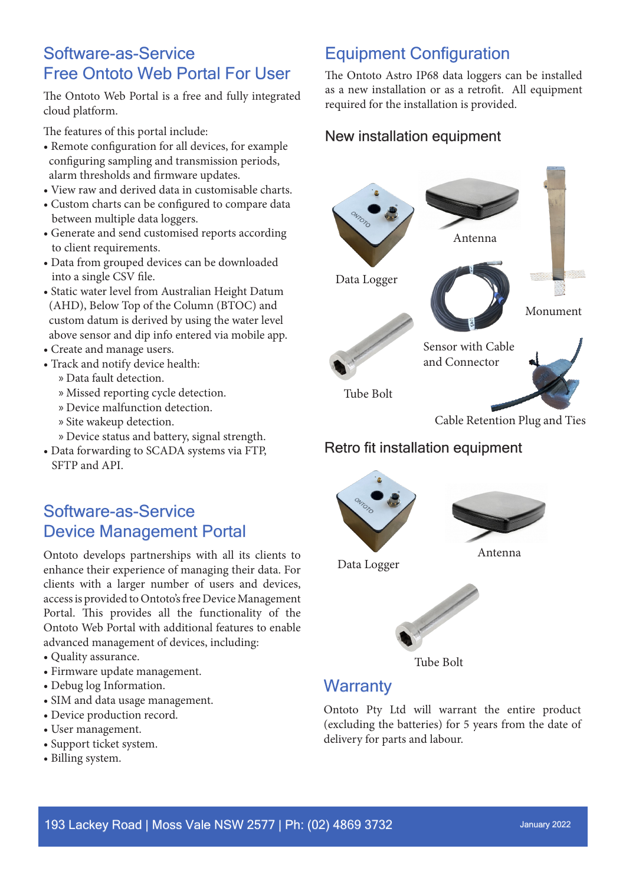## Software-as-Service
## Free Ontoto Web Portal For User

The Ontoto Web Portal is a free and fully integrated cloud platform.

The features of this portal include:

- Remote configuration for all devices, for example configuring sampling and transmission periods, alarm thresholds and firmware updates.
- View raw and derived data in customisable charts.
- Custom charts can be configured to compare data between multiple data loggers.
- Generate and send customised reports according to client requirements.
- Data from grouped devices can be downloaded into a single CSV file.
- Static water level from Australian Height Datum (AHD), Below Top of the Column (BTOC) and custom datum is derived by using the water level above sensor and dip info entered via mobile app.
- Create and manage users.
- Track and notify device health:
  - » Data fault detection.
  - » Missed reporting cycle detection.
  - » Device malfunction detection.
  - » Site wakeup detection.
  - » Device status and battery, signal strength.
- Data forwarding to SCADA systems via FTP, SFTP and API.

## Software-as-Service
## Device Management Portal

Ontoto develops partnerships with all its clients to enhance their experience of managing their data. For clients with a larger number of users and devices, access is provided to Ontoto's free Device Management Portal. This provides all the functionality of the Ontoto Web Portal with additional features to enable advanced management of devices, including:

- Quality assurance.
- Firmware update management.
- Debug log Information.
- SIM and data usage management.
- Device production record.
- User management.
- Support ticket system.
- Billing system.

## Equipment Configuration

The Ontoto Astro IP68 data loggers can be installed as a new installation or as a retrofit. All equipment required for the installation is provided.

### New installation equipment

Data Logger

Antenna

Monument

Sensor with Cable and Connector

Tube Bolt

Cable Retention Plug and Ties

### Retro fit installation equipment

Data Logger

Antenna

Tube Bolt

## Warranty

Ontoto Pty Ltd will warrant the entire product (excluding the batteries) for 5 years from the date of delivery for parts and labour.

193 Lackey Road | Moss Vale NSW 2577 | Ph: (02) 4869 3732

January 2022